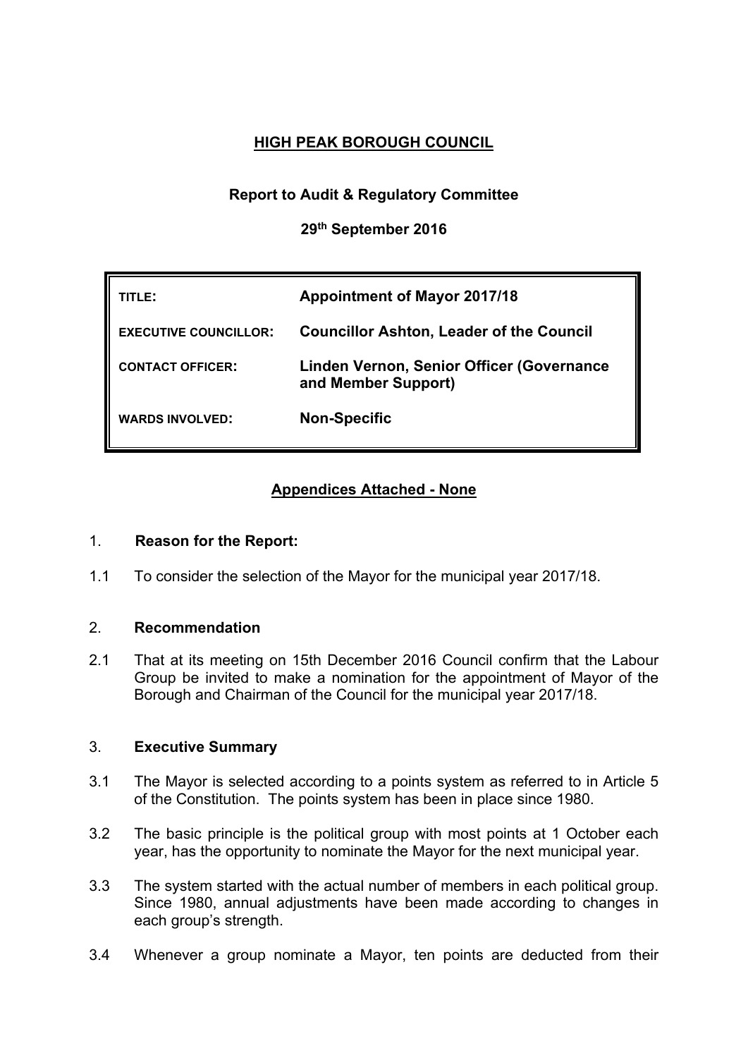# HIGH PEAK BOROUGH COUNCIL

**Report to Audit & Regulatory Committee**

**29th September 2016**

| | |
|---|---|
| **TITLE:** | **Appointment of Mayor 2017/18** |
| **EXECUTIVE COUNCILLOR:** | **Councillor Ashton, Leader of the Council** |
| **CONTACT OFFICER:** | **Linden Vernon, Senior Officer (Governance and Member Support)** |
| **WARDS INVOLVED:** | **Non-Specific** |

**Appendices Attached - None**

## 1. Reason for the Report:

1.1 To consider the selection of the Mayor for the municipal year 2017/18.

## 2. Recommendation

2.1 That at its meeting on 15th December 2016 Council confirm that the Labour Group be invited to make a nomination for the appointment of Mayor of the Borough and Chairman of the Council for the municipal year 2017/18.

## 3. Executive Summary

3.1 The Mayor is selected according to a points system as referred to in Article 5 of the Constitution. The points system has been in place since 1980.

3.2 The basic principle is the political group with most points at 1 October each year, has the opportunity to nominate the Mayor for the next municipal year.

3.3 The system started with the actual number of members in each political group. Since 1980, annual adjustments have been made according to changes in each group's strength.

3.4 Whenever a group nominate a Mayor, ten points are deducted from their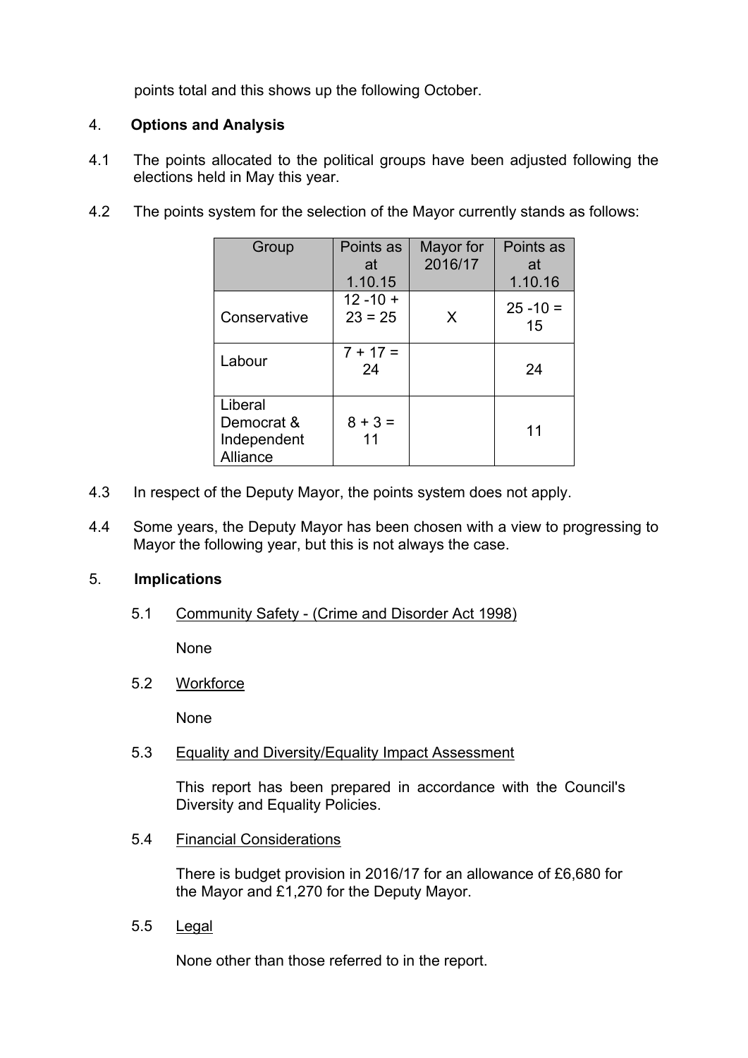points total and this shows up the following October.

## 4. Options and Analysis

4.1 The points allocated to the political groups have been adjusted following the elections held in May this year.

4.2 The points system for the selection of the Mayor currently stands as follows:

| Group | Points as at 1.10.15 | Mayor for 2016/17 | Points as at 1.10.16 |
|---|---|---|---|
| Conservative | 12 -10 + 23 = 25 | X | 25 -10 = 15 |
| Labour | 7 + 17 = 24 | | 24 |
| Liberal Democrat & Independent Alliance | 8 + 3 = 11 | | 11 |

4.3 In respect of the Deputy Mayor, the points system does not apply.

4.4 Some years, the Deputy Mayor has been chosen with a view to progressing to Mayor the following year, but this is not always the case.

## 5. Implications

5.1 Community Safety - (Crime and Disorder Act 1998)

None

5.2 Workforce

None

5.3 Equality and Diversity/Equality Impact Assessment

This report has been prepared in accordance with the Council's Diversity and Equality Policies.

5.4 Financial Considerations

There is budget provision in 2016/17 for an allowance of £6,680 for the Mayor and £1,270 for the Deputy Mayor.

5.5 Legal

None other than those referred to in the report.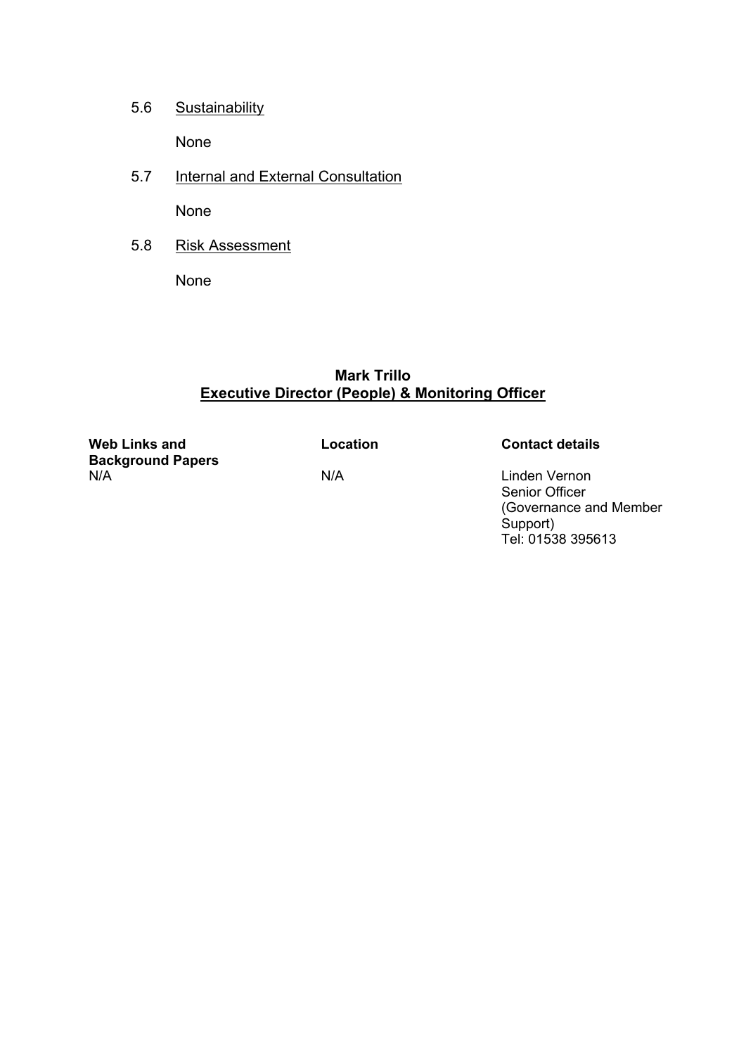5.6 Sustainability

None

5.7 Internal and External Consultation

None

5.8 Risk Assessment

None

**Mark Trillo**
**Executive Director (People) & Monitoring Officer**

| **Web Links and Background Papers** | **Location** | **Contact details** |
|---|---|---|
| N/A | N/A | Linden Vernon<br>Senior Officer<br>(Governance and Member Support)<br>Tel: 01538 395613 |